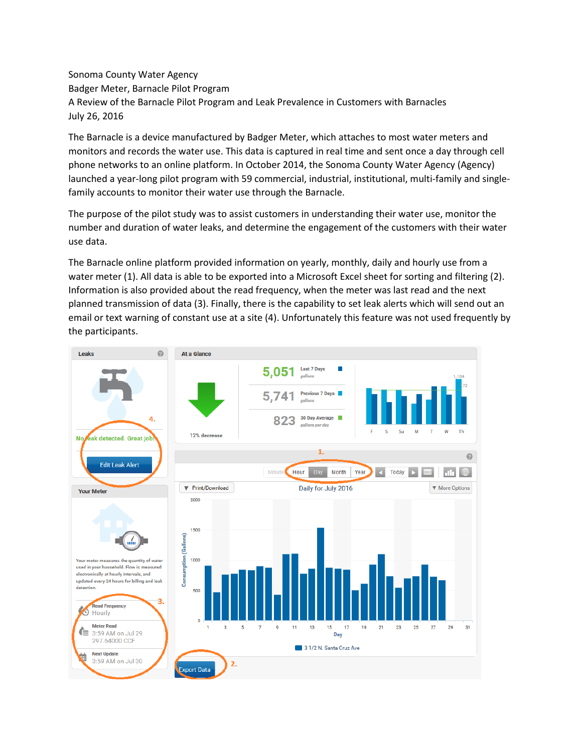Sonoma County Water Agency
Badger Meter, Barnacle Pilot Program
A Review of the Barnacle Pilot Program and Leak Prevalence in Customers with Barnacles
July 26, 2016

The Barnacle is a device manufactured by Badger Meter, which attaches to most water meters and monitors and records the water use. This data is captured in real time and sent once a day through cell phone networks to an online platform. In October 2014, the Sonoma County Water Agency (Agency) launched a year-long pilot program with 59 commercial, industrial, institutional, multi-family and single-family accounts to monitor their water use through the Barnacle.

The purpose of the pilot study was to assist customers in understanding their water use, monitor the number and duration of water leaks, and determine the engagement of the customers with their water use data.

The Barnacle online platform provided information on yearly, monthly, daily and hourly use from a water meter (1). All data is able to be exported into a Microsoft Excel sheet for sorting and filtering (2). Information is also provided about the read frequency, when the meter was last read and the next planned transmission of data (3). Finally, there is the capability to set leak alerts which will send out an email or text warning of constant use at a site (4). Unfortunately this feature was not used frequently by the participants.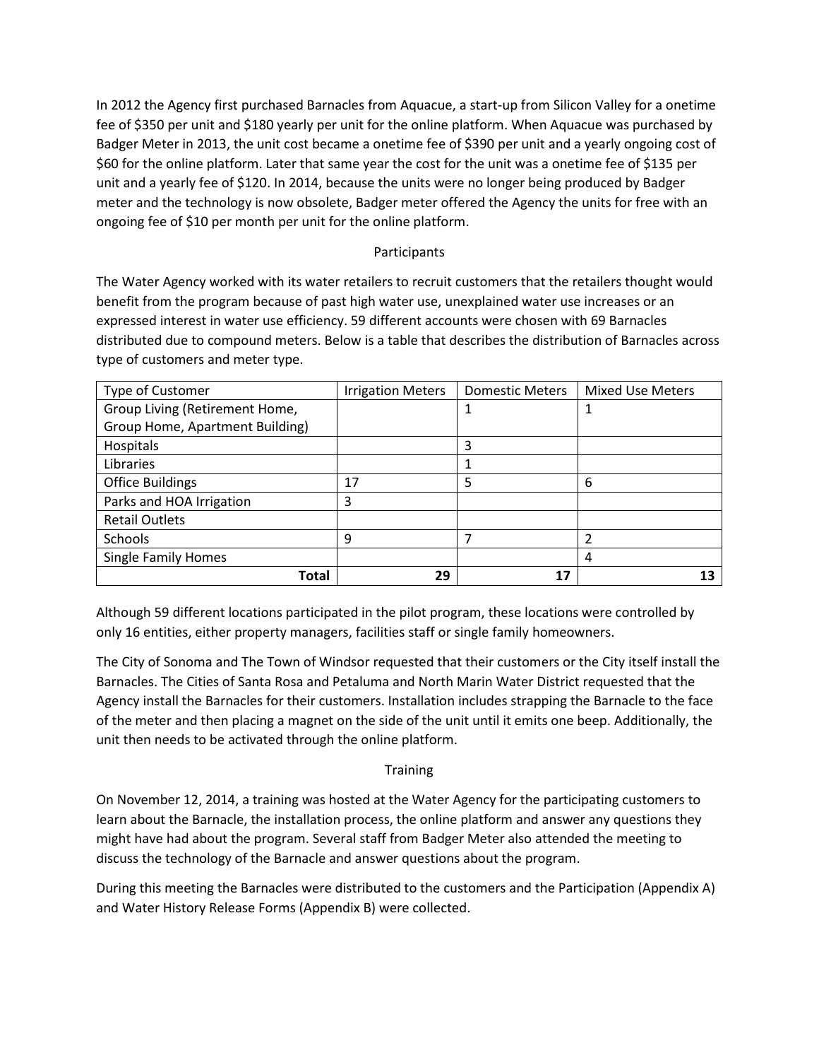In 2012 the Agency first purchased Barnacles from Aquacue, a start-up from Silicon Valley for a onetime fee of $350 per unit and $180 yearly per unit for the online platform. When Aquacue was purchased by Badger Meter in 2013, the unit cost became a onetime fee of $390 per unit and a yearly ongoing cost of $60 for the online platform. Later that same year the cost for the unit was a onetime fee of $135 per unit and a yearly fee of $120. In 2014, because the units were no longer being produced by Badger meter and the technology is now obsolete, Badger meter offered the Agency the units for free with an ongoing fee of $10 per month per unit for the online platform.

## Participants

The Water Agency worked with its water retailers to recruit customers that the retailers thought would benefit from the program because of past high water use, unexplained water use increases or an expressed interest in water use efficiency. 59 different accounts were chosen with 69 Barnacles distributed due to compound meters. Below is a table that describes the distribution of Barnacles across type of customers and meter type.

| Type of Customer | Irrigation Meters | Domestic Meters | Mixed Use Meters |
|---|---|---|---|
| Group Living (Retirement Home, Group Home, Apartment Building) | | 1 | 1 |
| Hospitals | | 3 | |
| Libraries | | 1 | |
| Office Buildings | 17 | 5 | 6 |
| Parks and HOA Irrigation | 3 | | |
| Retail Outlets | | | |
| Schools | 9 | 7 | 2 |
| Single Family Homes | | | 4 |
| **Total** | **29** | **17** | **13** |

Although 59 different locations participated in the pilot program, these locations were controlled by only 16 entities, either property managers, facilities staff or single family homeowners.

The City of Sonoma and The Town of Windsor requested that their customers or the City itself install the Barnacles. The Cities of Santa Rosa and Petaluma and North Marin Water District requested that the Agency install the Barnacles for their customers. Installation includes strapping the Barnacle to the face of the meter and then placing a magnet on the side of the unit until it emits one beep. Additionally, the unit then needs to be activated through the online platform.

## Training

On November 12, 2014, a training was hosted at the Water Agency for the participating customers to learn about the Barnacle, the installation process, the online platform and answer any questions they might have had about the program. Several staff from Badger Meter also attended the meeting to discuss the technology of the Barnacle and answer questions about the program.

During this meeting the Barnacles were distributed to the customers and the Participation (Appendix A) and Water History Release Forms (Appendix B) were collected.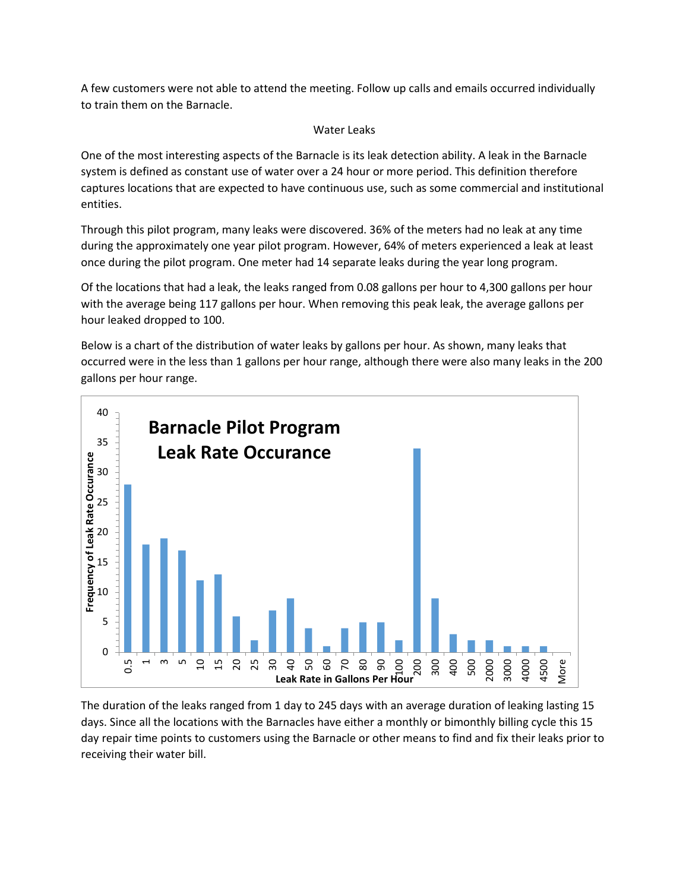A few customers were not able to attend the meeting. Follow up calls and emails occurred individually to train them on the Barnacle.

## Water Leaks

One of the most interesting aspects of the Barnacle is its leak detection ability. A leak in the Barnacle system is defined as constant use of water over a 24 hour or more period. This definition therefore captures locations that are expected to have continuous use, such as some commercial and institutional entities.

Through this pilot program, many leaks were discovered. 36% of the meters had no leak at any time during the approximately one year pilot program. However, 64% of meters experienced a leak at least once during the pilot program. One meter had 14 separate leaks during the year long program.

Of the locations that had a leak, the leaks ranged from 0.08 gallons per hour to 4,300 gallons per hour with the average being 117 gallons per hour. When removing this peak leak, the average gallons per hour leaked dropped to 100.

Below is a chart of the distribution of water leaks by gallons per hour. As shown, many leaks that occurred were in the less than 1 gallons per hour range, although there were also many leaks in the 200 gallons per hour range.

**Barnacle Pilot Program Leak Rate Occurance**

| Leak Rate in Gallons Per Hour | Frequency of Leak Rate Occurance |
|---|---|
| 0.5 | 28 |
| 1 | 18 |
| 3 | 19 |
| 5 | 17 |
| 10 | 12 |
| 15 | 13 |
| 20 | 6 |
| 25 | 2 |
| 30 | 7 |
| 40 | 9 |
| 50 | 4 |
| 60 | 1 |
| 70 | 4 |
| 80 | 5 |
| 90 | 5 |
| 100 | 2 |
| 200 | 34 |
| 300 | 9 |
| 400 | 3 |
| 500 | 2 |
| 2000 | 2 |
| 3000 | 1 |
| 4000 | 1 |
| 4500 | 1 |
| More | 0 |

The duration of the leaks ranged from 1 day to 245 days with an average duration of leaking lasting 15 days. Since all the locations with the Barnacles have either a monthly or bimonthly billing cycle this 15 day repair time points to customers using the Barnacle or other means to find and fix their leaks prior to receiving their water bill.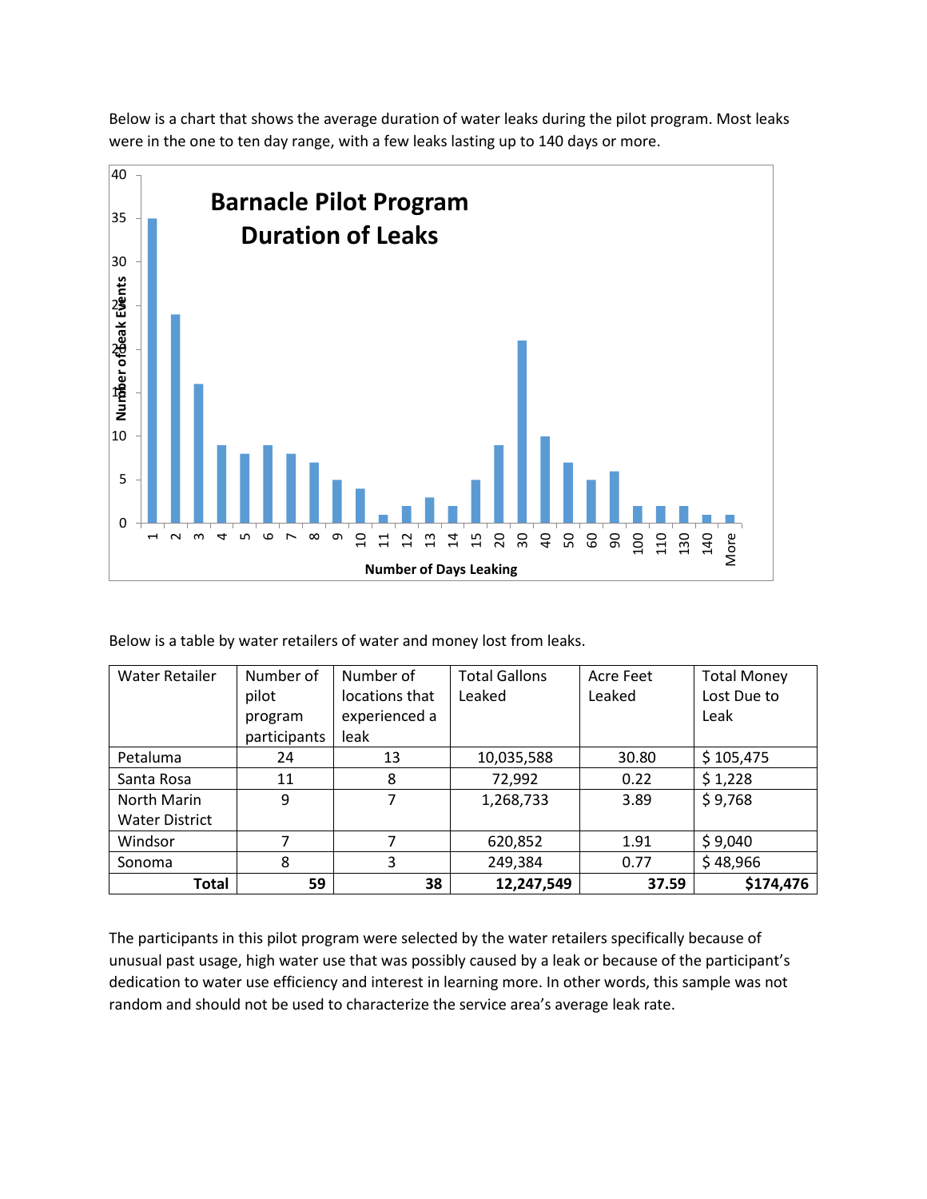Below is a chart that shows the average duration of water leaks during the pilot program. Most leaks were in the one to ten day range, with a few leaks lasting up to 140 days or more.

Below is a table by water retailers of water and money lost from leaks.

| Water Retailer | Number of pilot program participants | Number of locations that experienced a leak | Total Gallons Leaked | Acre Feet Leaked | Total Money Lost Due to Leak |
|---|---|---|---|---|---|
| Petaluma | 24 | 13 | 10,035,588 | 30.80 | $ 105,475 |
| Santa Rosa | 11 | 8 | 72,992 | 0.22 | $ 1,228 |
| North Marin Water District | 9 | 7 | 1,268,733 | 3.89 | $ 9,768 |
| Windsor | 7 | 7 | 620,852 | 1.91 | $ 9,040 |
| Sonoma | 8 | 3 | 249,384 | 0.77 | $ 48,966 |
| **Total** | **59** | **38** | **12,247,549** | **37.59** | **$174,476** |

The participants in this pilot program were selected by the water retailers specifically because of unusual past usage, high water use that was possibly caused by a leak or because of the participant's dedication to water use efficiency and interest in learning more. In other words, this sample was not random and should not be used to characterize the service area's average leak rate.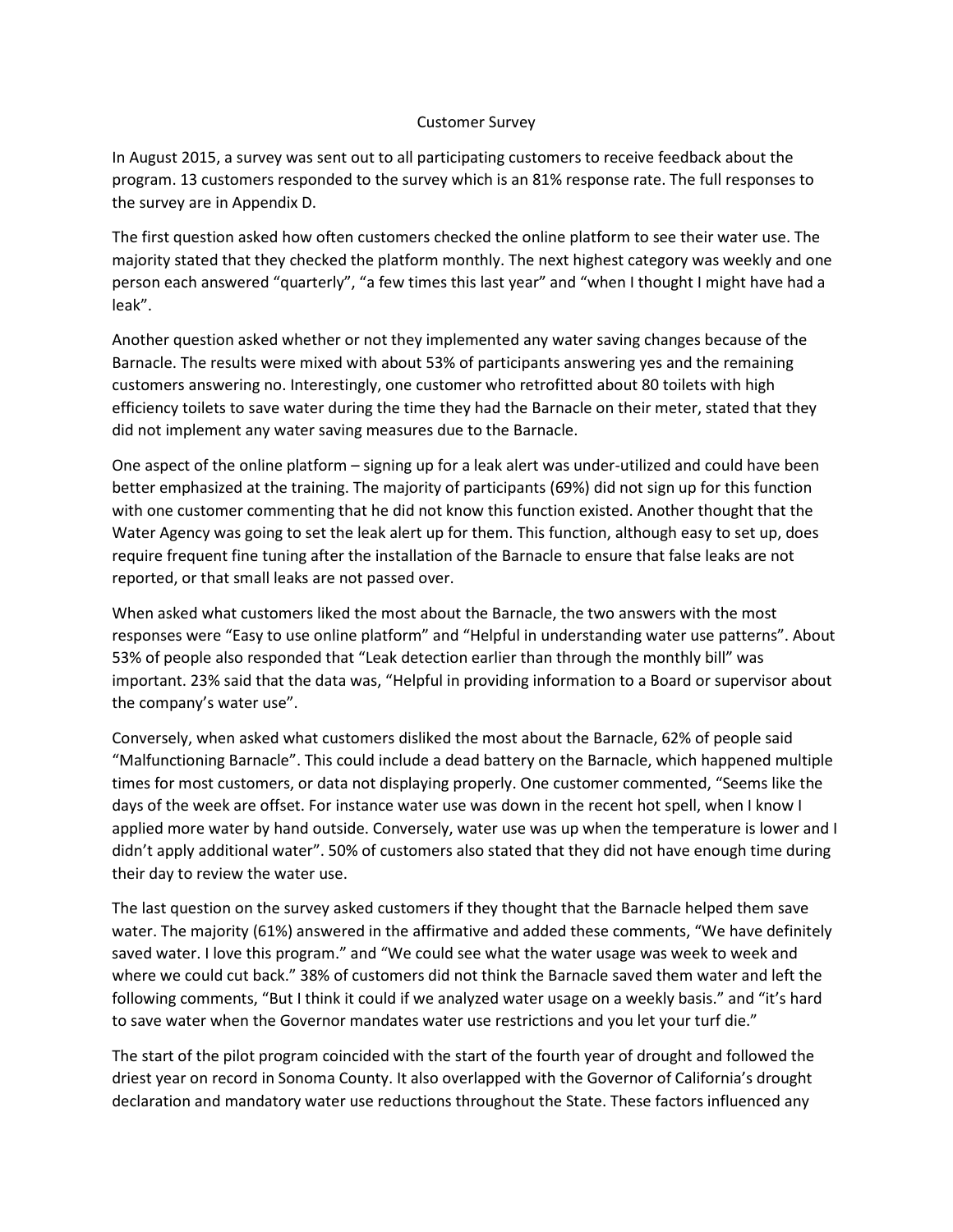## Customer Survey

In August 2015, a survey was sent out to all participating customers to receive feedback about the program. 13 customers responded to the survey which is an 81% response rate. The full responses to the survey are in Appendix D.

The first question asked how often customers checked the online platform to see their water use. The majority stated that they checked the platform monthly. The next highest category was weekly and one person each answered "quarterly", "a few times this last year" and "when I thought I might have had a leak".

Another question asked whether or not they implemented any water saving changes because of the Barnacle. The results were mixed with about 53% of participants answering yes and the remaining customers answering no. Interestingly, one customer who retrofitted about 80 toilets with high efficiency toilets to save water during the time they had the Barnacle on their meter, stated that they did not implement any water saving measures due to the Barnacle.

One aspect of the online platform – signing up for a leak alert was under-utilized and could have been better emphasized at the training. The majority of participants (69%) did not sign up for this function with one customer commenting that he did not know this function existed. Another thought that the Water Agency was going to set the leak alert up for them. This function, although easy to set up, does require frequent fine tuning after the installation of the Barnacle to ensure that false leaks are not reported, or that small leaks are not passed over.

When asked what customers liked the most about the Barnacle, the two answers with the most responses were "Easy to use online platform" and "Helpful in understanding water use patterns". About 53% of people also responded that "Leak detection earlier than through the monthly bill" was important. 23% said that the data was, "Helpful in providing information to a Board or supervisor about the company's water use".

Conversely, when asked what customers disliked the most about the Barnacle, 62% of people said "Malfunctioning Barnacle". This could include a dead battery on the Barnacle, which happened multiple times for most customers, or data not displaying properly. One customer commented, "Seems like the days of the week are offset. For instance water use was down in the recent hot spell, when I know I applied more water by hand outside. Conversely, water use was up when the temperature is lower and I didn't apply additional water". 50% of customers also stated that they did not have enough time during their day to review the water use.

The last question on the survey asked customers if they thought that the Barnacle helped them save water. The majority (61%) answered in the affirmative and added these comments, "We have definitely saved water. I love this program." and "We could see what the water usage was week to week and where we could cut back." 38% of customers did not think the Barnacle saved them water and left the following comments, "But I think it could if we analyzed water usage on a weekly basis." and "it's hard to save water when the Governor mandates water use restrictions and you let your turf die."

The start of the pilot program coincided with the start of the fourth year of drought and followed the driest year on record in Sonoma County. It also overlapped with the Governor of California's drought declaration and mandatory water use reductions throughout the State. These factors influenced any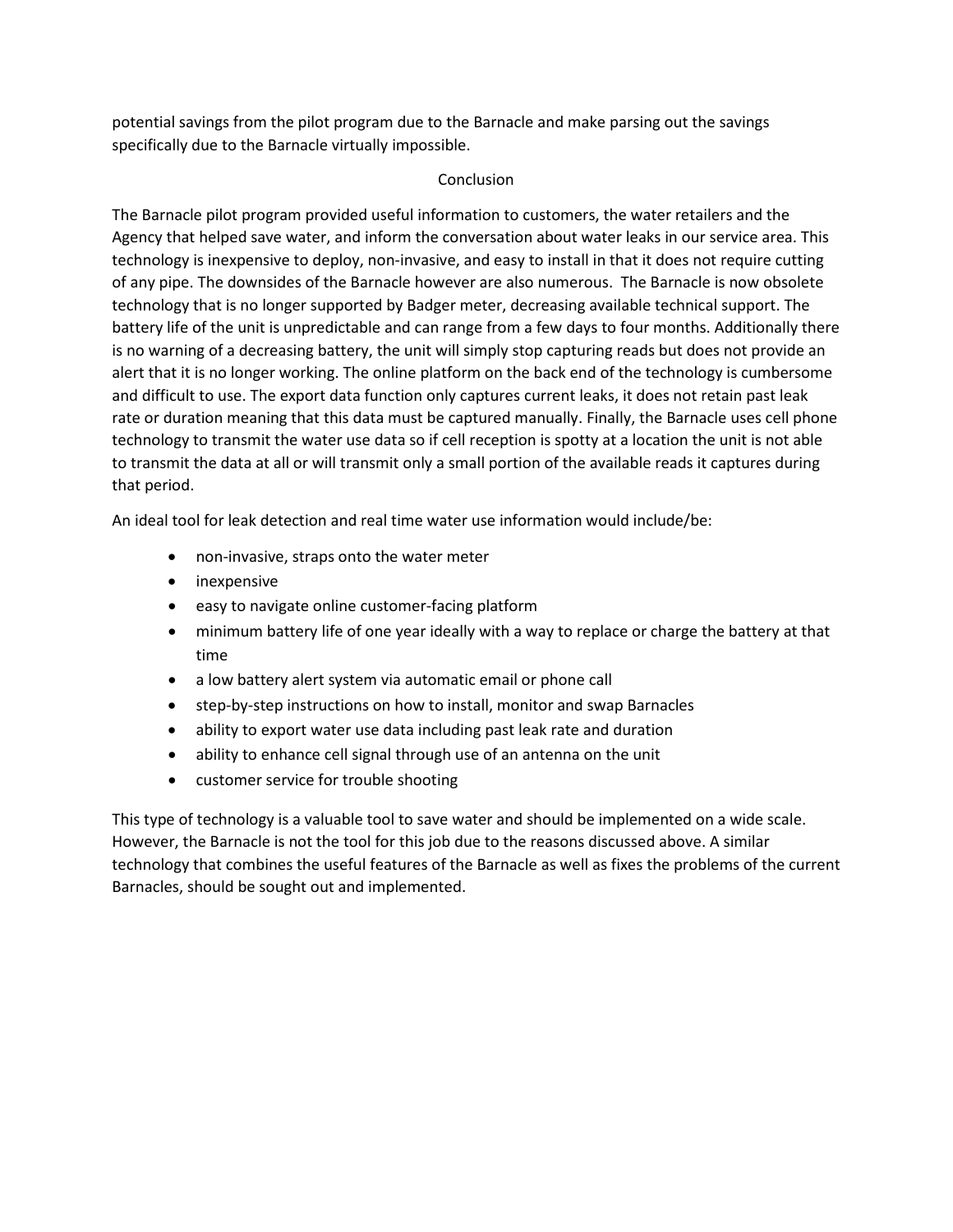potential savings from the pilot program due to the Barnacle and make parsing out the savings specifically due to the Barnacle virtually impossible.

## Conclusion

The Barnacle pilot program provided useful information to customers, the water retailers and the Agency that helped save water, and inform the conversation about water leaks in our service area. This technology is inexpensive to deploy, non-invasive, and easy to install in that it does not require cutting of any pipe. The downsides of the Barnacle however are also numerous. The Barnacle is now obsolete technology that is no longer supported by Badger meter, decreasing available technical support. The battery life of the unit is unpredictable and can range from a few days to four months. Additionally there is no warning of a decreasing battery, the unit will simply stop capturing reads but does not provide an alert that it is no longer working. The online platform on the back end of the technology is cumbersome and difficult to use. The export data function only captures current leaks, it does not retain past leak rate or duration meaning that this data must be captured manually. Finally, the Barnacle uses cell phone technology to transmit the water use data so if cell reception is spotty at a location the unit is not able to transmit the data at all or will transmit only a small portion of the available reads it captures during that period.

An ideal tool for leak detection and real time water use information would include/be:

- non-invasive, straps onto the water meter
- inexpensive
- easy to navigate online customer-facing platform
- minimum battery life of one year ideally with a way to replace or charge the battery at that time
- a low battery alert system via automatic email or phone call
- step-by-step instructions on how to install, monitor and swap Barnacles
- ability to export water use data including past leak rate and duration
- ability to enhance cell signal through use of an antenna on the unit
- customer service for trouble shooting

This type of technology is a valuable tool to save water and should be implemented on a wide scale. However, the Barnacle is not the tool for this job due to the reasons discussed above. A similar technology that combines the useful features of the Barnacle as well as fixes the problems of the current Barnacles, should be sought out and implemented.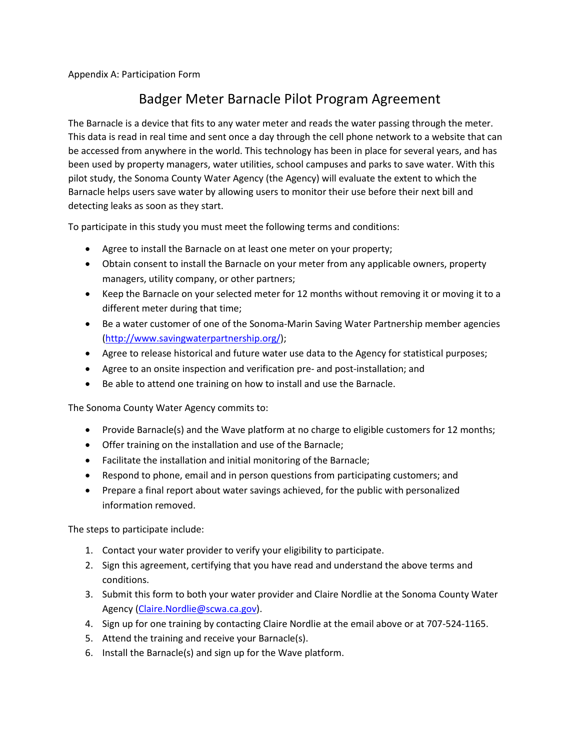Appendix A: Participation Form

# Badger Meter Barnacle Pilot Program Agreement

The Barnacle is a device that fits to any water meter and reads the water passing through the meter. This data is read in real time and sent once a day through the cell phone network to a website that can be accessed from anywhere in the world. This technology has been in place for several years, and has been used by property managers, water utilities, school campuses and parks to save water. With this pilot study, the Sonoma County Water Agency (the Agency) will evaluate the extent to which the Barnacle helps users save water by allowing users to monitor their use before their next bill and detecting leaks as soon as they start.

To participate in this study you must meet the following terms and conditions:

- Agree to install the Barnacle on at least one meter on your property;
- Obtain consent to install the Barnacle on your meter from any applicable owners, property managers, utility company, or other partners;
- Keep the Barnacle on your selected meter for 12 months without removing it or moving it to a different meter during that time;
- Be a water customer of one of the Sonoma-Marin Saving Water Partnership member agencies (http://www.savingwaterpartnership.org/);
- Agree to release historical and future water use data to the Agency for statistical purposes;
- Agree to an onsite inspection and verification pre- and post-installation; and
- Be able to attend one training on how to install and use the Barnacle.

The Sonoma County Water Agency commits to:

- Provide Barnacle(s) and the Wave platform at no charge to eligible customers for 12 months;
- Offer training on the installation and use of the Barnacle;
- Facilitate the installation and initial monitoring of the Barnacle;
- Respond to phone, email and in person questions from participating customers; and
- Prepare a final report about water savings achieved, for the public with personalized information removed.

The steps to participate include:

1. Contact your water provider to verify your eligibility to participate.
2. Sign this agreement, certifying that you have read and understand the above terms and conditions.
3. Submit this form to both your water provider and Claire Nordlie at the Sonoma County Water Agency (Claire.Nordlie@scwa.ca.gov).
4. Sign up for one training by contacting Claire Nordlie at the email above or at 707-524-1165.
5. Attend the training and receive your Barnacle(s).
6. Install the Barnacle(s) and sign up for the Wave platform.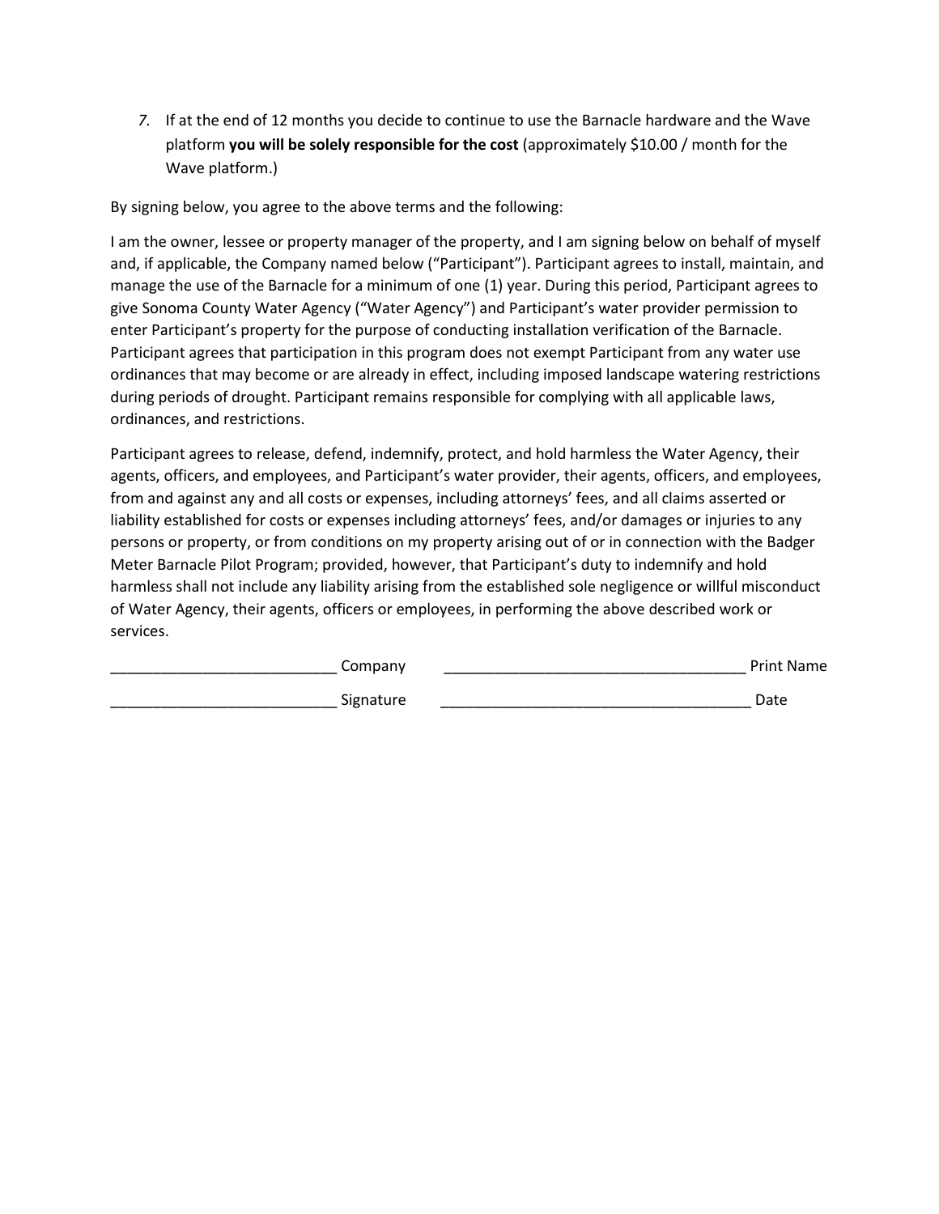7. If at the end of 12 months you decide to continue to use the Barnacle hardware and the Wave platform **you will be solely responsible for the cost** (approximately $10.00 / month for the Wave platform.)

By signing below, you agree to the above terms and the following:

I am the owner, lessee or property manager of the property, and I am signing below on behalf of myself and, if applicable, the Company named below ("Participant"). Participant agrees to install, maintain, and manage the use of the Barnacle for a minimum of one (1) year. During this period, Participant agrees to give Sonoma County Water Agency ("Water Agency") and Participant's water provider permission to enter Participant's property for the purpose of conducting installation verification of the Barnacle. Participant agrees that participation in this program does not exempt Participant from any water use ordinances that may become or are already in effect, including imposed landscape watering restrictions during periods of drought. Participant remains responsible for complying with all applicable laws, ordinances, and restrictions.

Participant agrees to release, defend, indemnify, protect, and hold harmless the Water Agency, their agents, officers, and employees, and Participant's water provider, their agents, officers, and employees, from and against any and all costs or expenses, including attorneys' fees, and all claims asserted or liability established for costs or expenses including attorneys' fees, and/or damages or injuries to any persons or property, or from conditions on my property arising out of or in connection with the Badger Meter Barnacle Pilot Program; provided, however, that Participant's duty to indemnify and hold harmless shall not include any liability arising from the established sole negligence or willful misconduct of Water Agency, their agents, officers or employees, in performing the above described work or services.

___________________________ Company ____________________________________ Print Name

___________________________ Signature _____________________________________ Date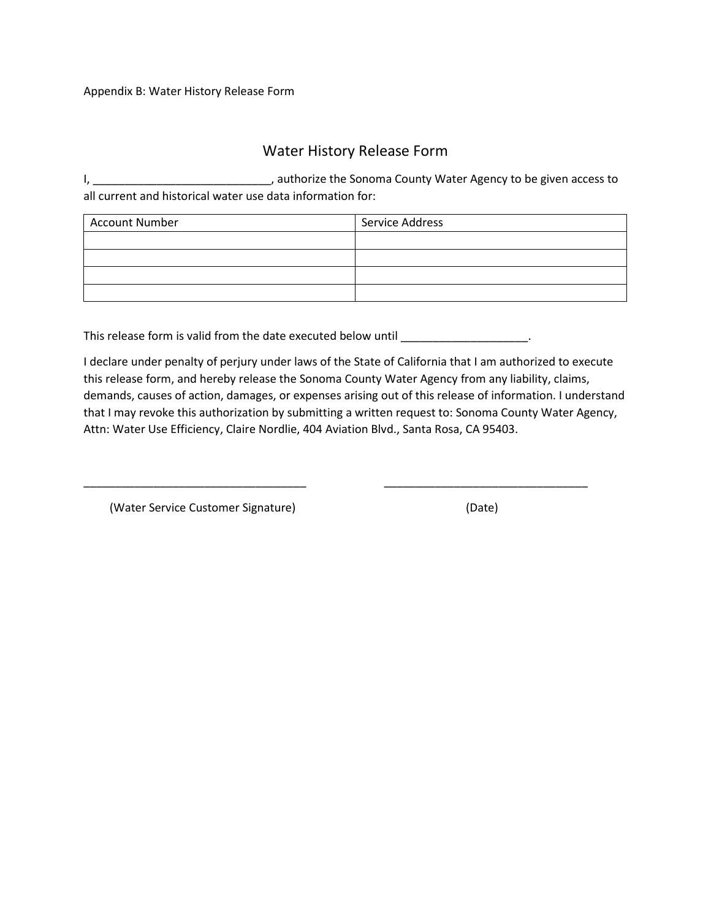Appendix B: Water History Release Form

## Water History Release Form

I, ____________________________, authorize the Sonoma County Water Agency to be given access to all current and historical water use data information for:

| Account Number | Service Address |
| --- | --- |
| | |
| | |
| | |
| | |

This release form is valid from the date executed below until ____________________.

I declare under penalty of perjury under laws of the State of California that I am authorized to execute this release form, and hereby release the Sonoma County Water Agency from any liability, claims, demands, causes of action, damages, or expenses arising out of this release of information. I understand that I may revoke this authorization by submitting a written request to: Sonoma County Water Agency, Attn: Water Use Efficiency, Claire Nordlie, 404 Aviation Blvd., Santa Rosa, CA 95403.

___________________________________ ________________________________

(Water Service Customer Signature) (Date)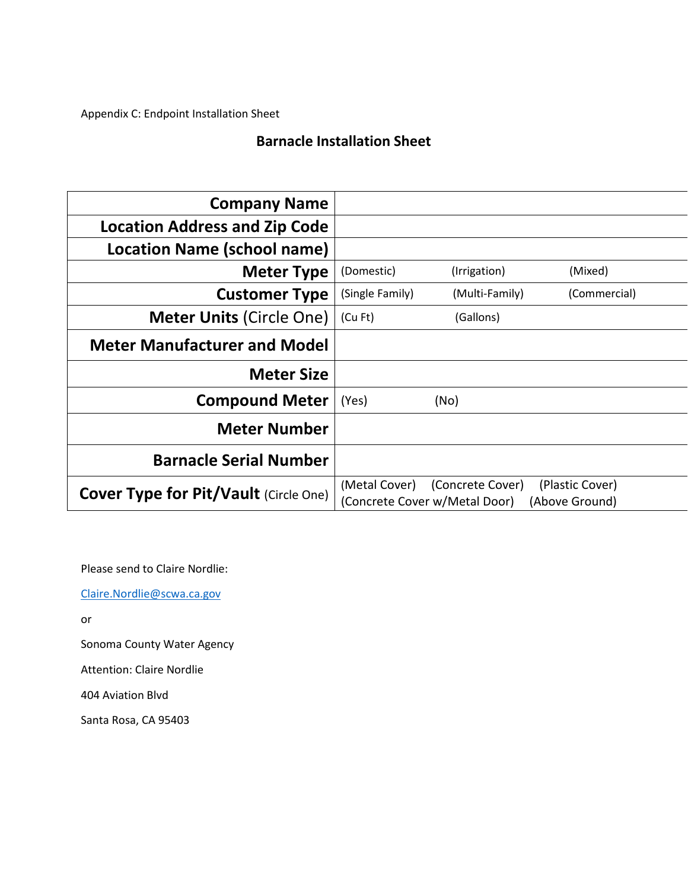Appendix C: Endpoint Installation Sheet

## Barnacle Installation Sheet

| | |
|---|---|
| **Company Name** | |
| **Location Address and Zip Code** | |
| **Location Name (school name)** | |
| **Meter Type** | (Domestic) (Irrigation) (Mixed) |
| **Customer Type** | (Single Family) (Multi-Family) (Commercial) |
| **Meter Units** (Circle One) | (Cu Ft) (Gallons) |
| **Meter Manufacturer and Model** | |
| **Meter Size** | |
| **Compound Meter** | (Yes) (No) |
| **Meter Number** | |
| **Barnacle Serial Number** | |
| **Cover Type for Pit/Vault** (Circle One) | (Metal Cover) (Concrete Cover) (Plastic Cover) (Concrete Cover w/Metal Door) (Above Ground) |

Please send to Claire Nordlie:

Claire.Nordlie@scwa.ca.gov

or

Sonoma County Water Agency

Attention: Claire Nordlie

404 Aviation Blvd

Santa Rosa, CA 95403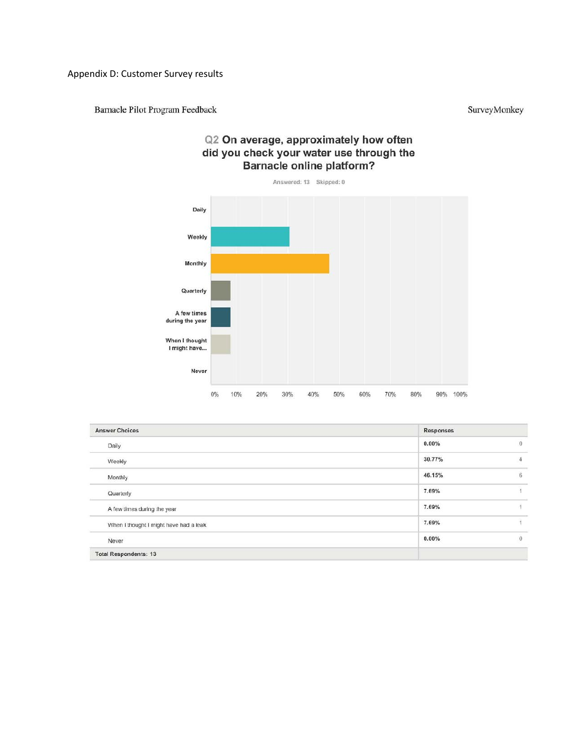Appendix D: Customer Survey results

Barnacle Pilot Program Feedback

SurveyMonkey

## Q2 On average, approximately how often did you check your water use through the Barnacle online platform?

Answered: 13 Skipped: 0

| Answer Choices | Responses | |
|---|---|---|
| Daily | 0.00% | 0 |
| Weekly | 30.77% | 4 |
| Monthly | 46.15% | 6 |
| Quarterly | 7.69% | 1 |
| A few times during the year | 7.69% | 1 |
| When I thought I might have had a leak | 7.69% | 1 |
| Never | 0.00% | 0 |
| Total Respondents: 13 | | |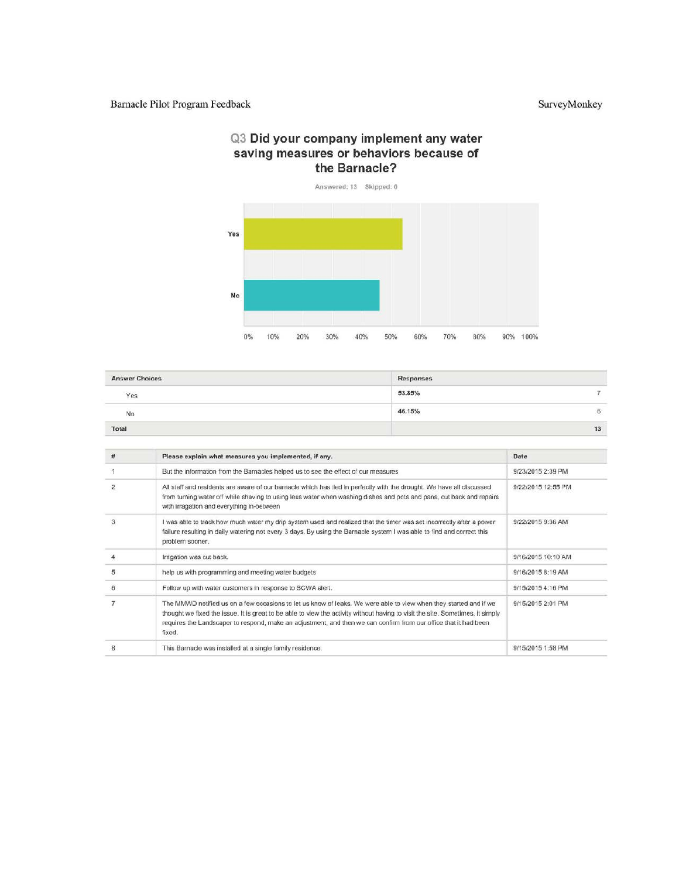## Q3 Did your company implement any water saving measures or behaviors because of the Barnacle?

Answered: 13 Skipped: 0

| Answer Choices | Responses | |
|---|---|---|
| Yes | 53.85% | 7 |
| No | 46.15% | 6 |
| Total | | 13 |

| # | Please explain what measures you implemented, if any. | Date |
|---|---|---|
| 1 | But the information from the Barnacles helped us to see the effect of our measures | 9/23/2015 2:39 PM |
| 2 | All staff and residents are aware of our barnacle which has tied in perfectly with the drought. We have all discussed from turning water off while shaving to using less water when washing dishes and pots and pans, cut back and repairs with irragation and everything in-between | 9/22/2015 12:55 PM |
| 3 | I was able to track how much water my drip system used and realized that the timer was set incorrectly after a power failure resulting in daily watering not every 3 days. By using the Barnacle system I was able to find and correct this problem sooner. | 9/22/2015 9:36 AM |
| 4 | Irrigation was cut back. | 9/16/2015 10:10 AM |
| 5 | help us with programming and meeting water budgets | 9/16/2015 8:19 AM |
| 6 | Follow up with water customers in response to SCWA alert. | 9/15/2015 4:16 PM |
| 7 | The MMWD notified us on a few occasions to let us know of leaks. We were able to view when they started and if we thought we fixed the issue. It is great to be able to view the activity without having to visit the site. Sometimes, it simply requires the Landscaper to respond, make an adjustment, and then we can confirm from our office that it had been fixed. | 9/15/2015 2:01 PM |
| 8 | This Barnacle was installed at a single family residence. | 9/15/2015 1:58 PM |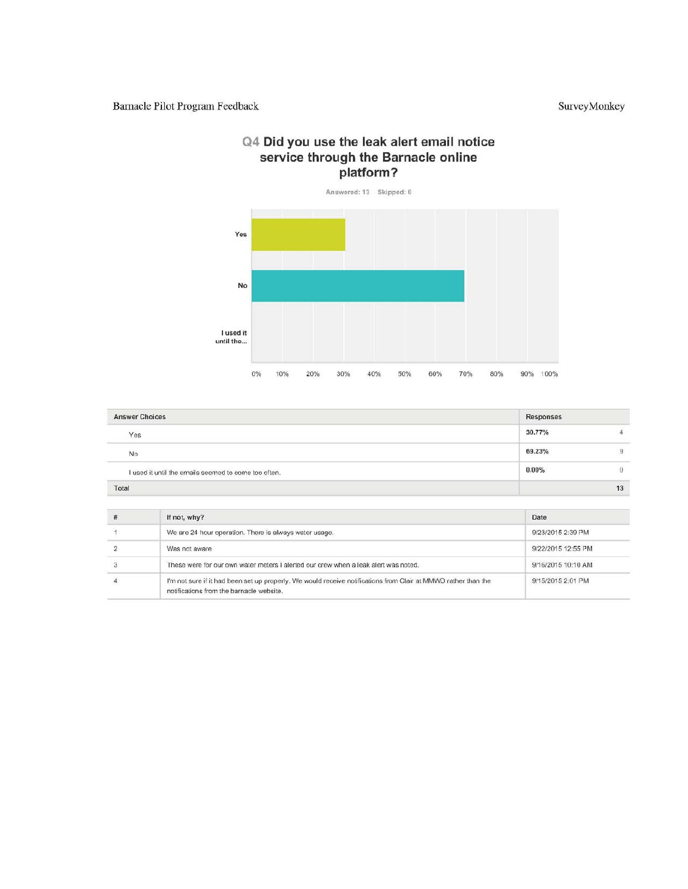## Q4 Did you use the leak alert email notice service through the Barnacle online platform?

Answered: 13 Skipped: 0

| Answer Choices | Responses | |
|---|---|---|
| Yes | 30.77% | 4 |
| No | 69.23% | 9 |
| I used it until the emails seemed to come too often. | 0.00% | 0 |
| Total | | 13 |

| # | If not, why? | Date |
|---|---|---|
| 1 | We are 24 hour operation. There is always water usage. | 9/23/2015 2:39 PM |
| 2 | Was not aware | 9/22/2015 12:55 PM |
| 3 | These were for our own water meters I alerted our crew when a leak alert was noted. | 9/16/2015 10:10 AM |
| 4 | I'm not sure if it had been set up properly. We would receive notifications from Clair at MMWD rather than the notifications from the barnacle website. | 9/15/2015 2:01 PM |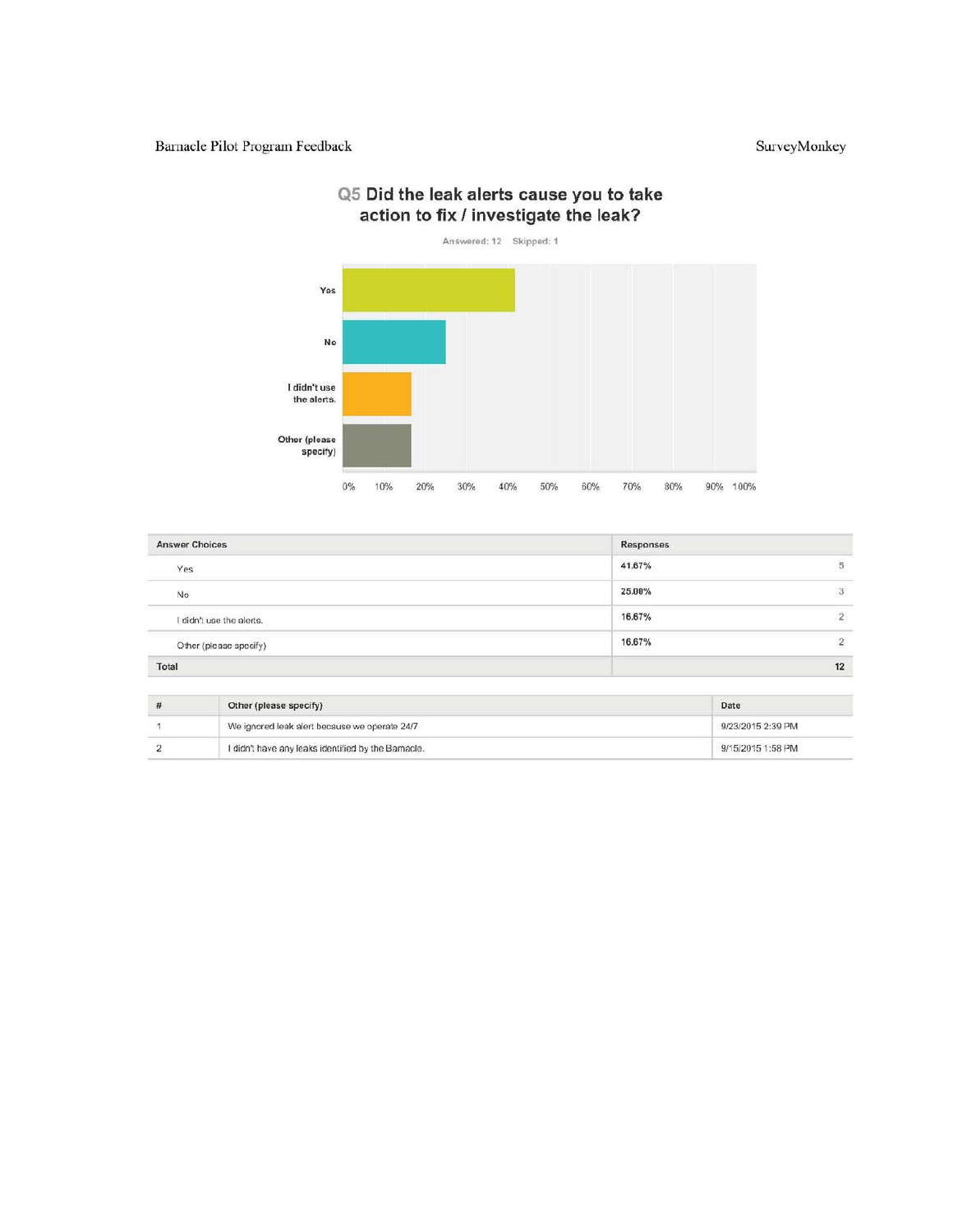## Q5 Did the leak alerts cause you to take action to fix / investigate the leak?

Answered: 12 Skipped: 1

| Answer Choices | Responses | |
|---|---|---|
| Yes | 41.67% | 5 |
| No | 25.00% | 3 |
| I didn't use the alerts. | 16.67% | 2 |
| Other (please specify) | 16.67% | 2 |
| **Total** | | **12** |

| # | Other (please specify) | Date |
|---|---|---|
| 1 | We ignored leak alert because we operate 24/7 | 9/23/2015 2:39 PM |
| 2 | I didn't have any leaks identified by the Barnacle. | 9/15/2015 1:58 PM |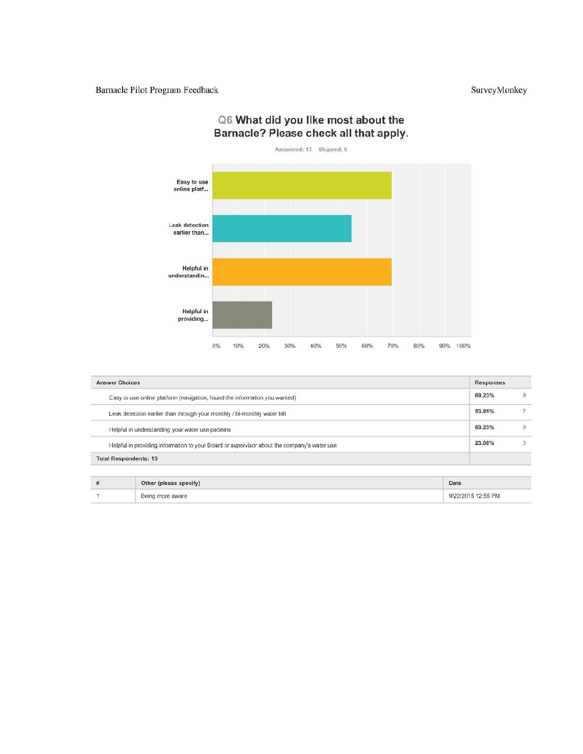## Q6 What did you like most about the Barnacle? Please check all that apply.

Answered: 13 Skipped: 0

| Answer Choices | Responses | |
|---|---|---|
| Easy to use online platform (navigation, found the information you wanted) | 69.23% | 9 |
| Leak detection earlier than through your monthly / bi-monthly water bill | 53.85% | 7 |
| Helpful in understanding your water use patterns | 69.23% | 9 |
| Helpful in providing information to your Board or supervisor about the company's water use | 23.08% | 3 |
| Total Respondents: 13 | | |

| # | Other (please specify) | Date |
|---|---|---|
| 1 | Being more aware | 9/22/2015 12:55 PM |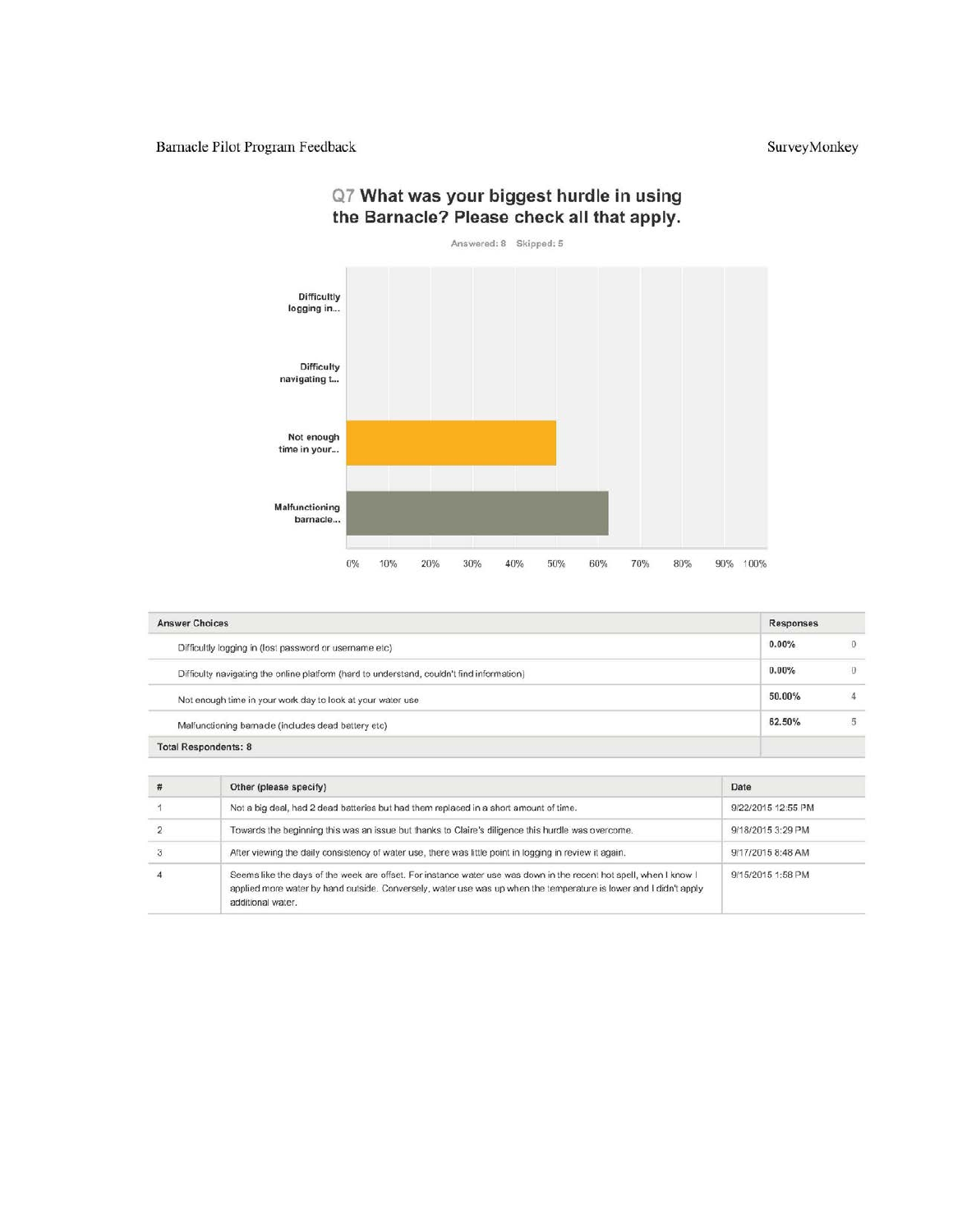## Q7 What was your biggest hurdle in using the Barnacle? Please check all that apply.

Answered: 8 Skipped: 5

| Answer Choices | Responses | |
|---|---|---|
| Difficultly logging in (lost password or username etc) | 0.00% | 0 |
| Difficulty navigating the online platform (hard to understand, couldn't find information) | 0.00% | 0 |
| Not enough time in your work day to look at your water use | 50.00% | 4 |
| Malfunctioning barnacle (includes dead battery etc) | 62.50% | 5 |
| **Total Respondents: 8** | | |

| # | Other (please specify) | Date |
|---|---|---|
| 1 | Not a big deal, had 2 dead batteries but had them replaced in a short amount of time. | 9/22/2015 12:55 PM |
| 2 | Towards the beginning this was an issue but thanks to Claire's diligence this hurdle was overcome. | 9/18/2015 3:29 PM |
| 3 | After viewing the daily consistency of water use, there was little point in logging in review it again. | 9/17/2015 8:48 AM |
| 4 | Seems like the days of the week are offset. For instance water use was down in the recent hot spell, when I know I applied more water by hand outside. Conversely, water use was up when the temperature is lower and I didn't apply additional water. | 9/15/2015 1:58 PM |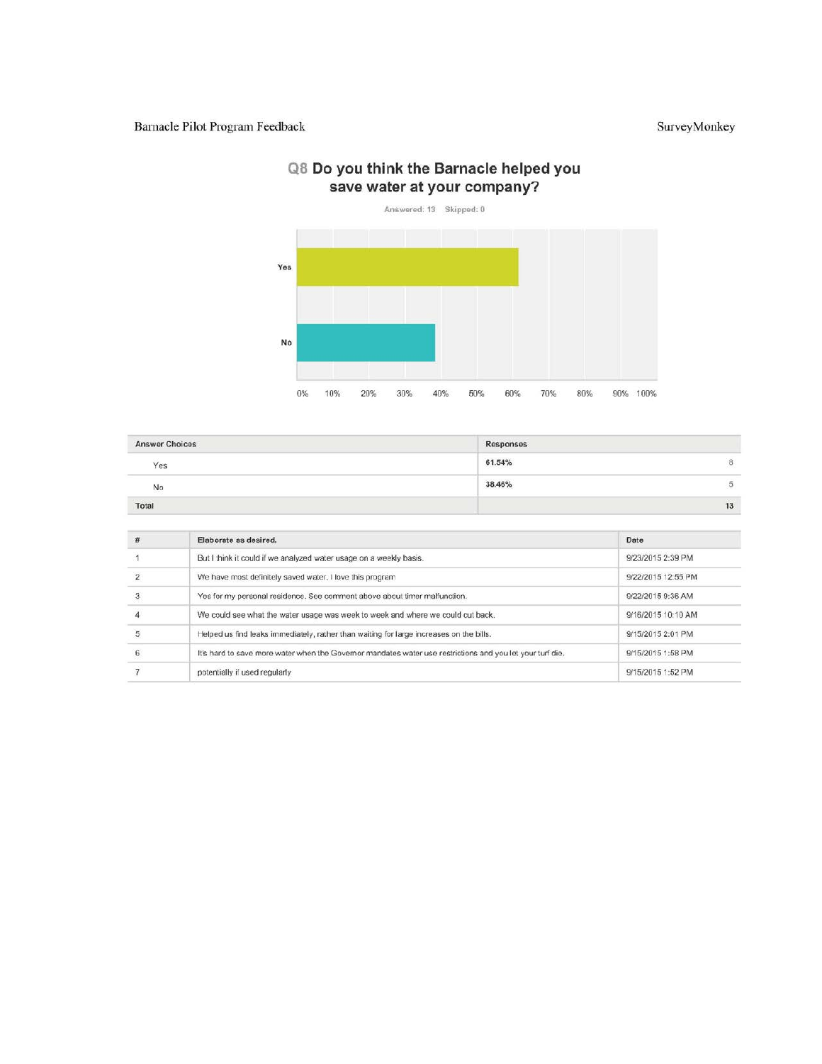## Q8 Do you think the Barnacle helped you save water at your company?

Answered: 13 Skipped: 0

Yes

No

0% 10% 20% 30% 40% 50% 60% 70% 80% 90% 100%

| Answer Choices | Responses | |
|---|---|---|
| Yes | 61.54% | 8 |
| No | 38.46% | 5 |
| Total | | 13 |

| # | Elaborate as desired. | Date |
|---|---|---|
| 1 | But I think it could if we analyzed water usage on a weekly basis. | 9/23/2015 2:39 PM |
| 2 | We have most definitely saved water. I love this program | 9/22/2015 12:55 PM |
| 3 | Yes for my personal residence. See comment above about timer malfunction. | 9/22/2015 9:36 AM |
| 4 | We could see what the water usage was week to week and where we could cut back. | 9/16/2015 10:10 AM |
| 5 | Helped us find leaks immediately, rather than waiting for large increases on the bills. | 9/15/2015 2:01 PM |
| 6 | It's hard to save more water when the Governor mandates water use restrictions and you let your turf die. | 9/15/2015 1:58 PM |
| 7 | potentially if used regularly | 9/15/2015 1:52 PM |